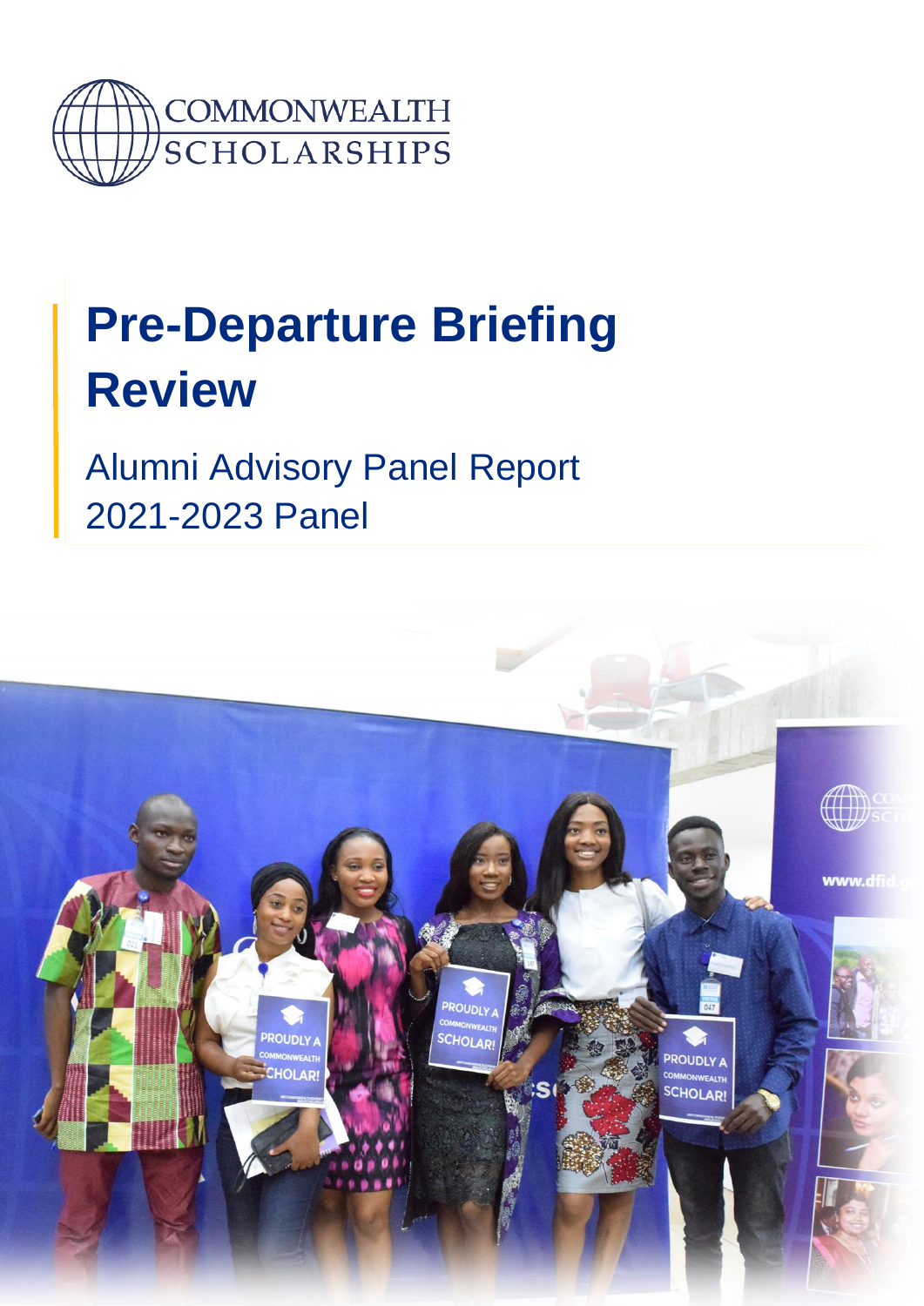COMMONWEALTH SCHOLARSHIPS

# Pre-Departure Briefing Review

## Alumni Advisory Panel Report
## 2021-2023 Panel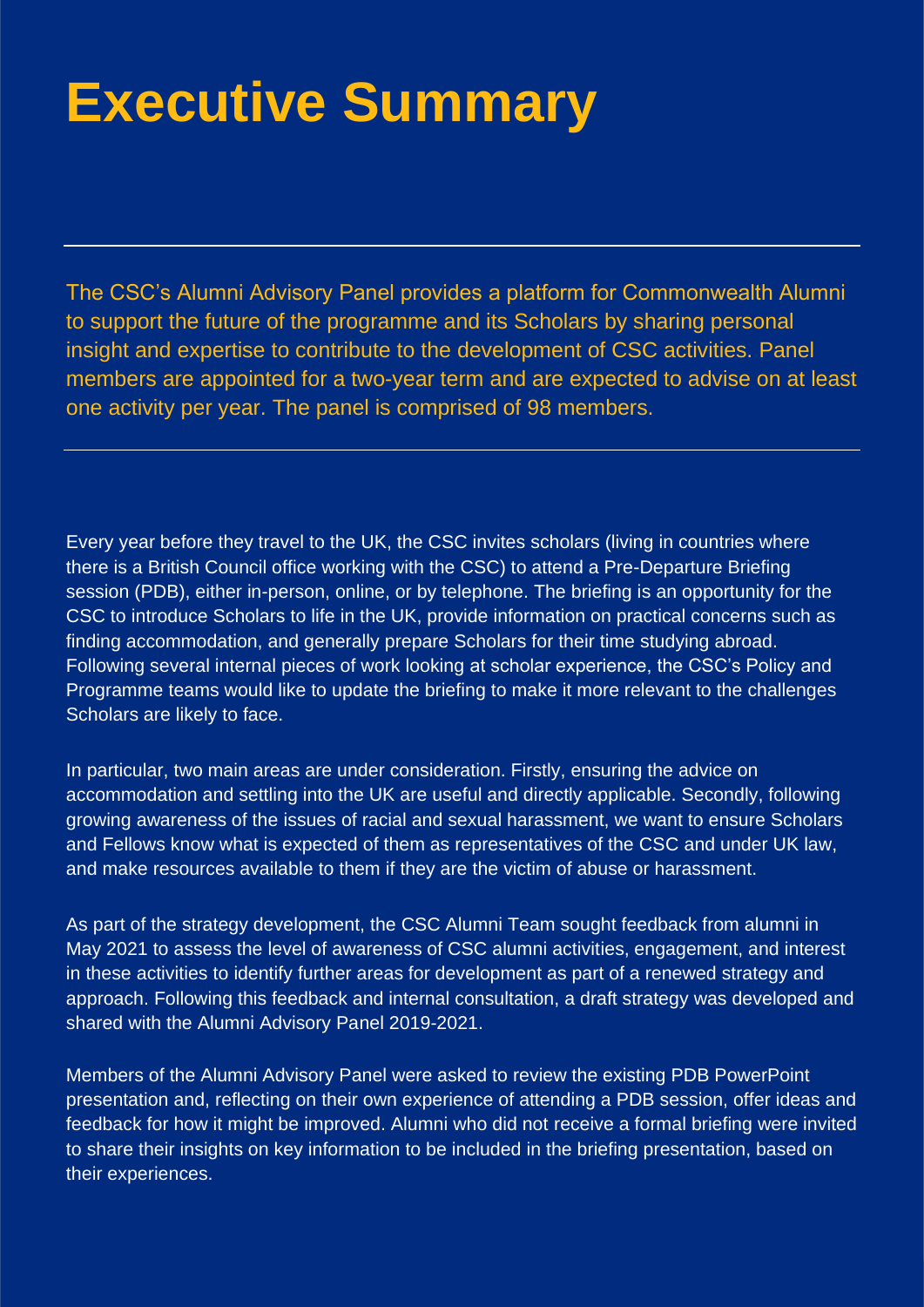# Executive Summary

---

The CSC's Alumni Advisory Panel provides a platform for Commonwealth Alumni to support the future of the programme and its Scholars by sharing personal insight and expertise to contribute to the development of CSC activities. Panel members are appointed for a two-year term and are expected to advise on at least one activity per year. The panel is comprised of 98 members.

---

Every year before they travel to the UK, the CSC invites scholars (living in countries where there is a British Council office working with the CSC) to attend a Pre-Departure Briefing session (PDB), either in-person, online, or by telephone. The briefing is an opportunity for the CSC to introduce Scholars to life in the UK, provide information on practical concerns such as finding accommodation, and generally prepare Scholars for their time studying abroad. Following several internal pieces of work looking at scholar experience, the CSC's Policy and Programme teams would like to update the briefing to make it more relevant to the challenges Scholars are likely to face.

In particular, two main areas are under consideration. Firstly, ensuring the advice on accommodation and settling into the UK are useful and directly applicable. Secondly, following growing awareness of the issues of racial and sexual harassment, we want to ensure Scholars and Fellows know what is expected of them as representatives of the CSC and under UK law, and make resources available to them if they are the victim of abuse or harassment.

As part of the strategy development, the CSC Alumni Team sought feedback from alumni in May 2021 to assess the level of awareness of CSC alumni activities, engagement, and interest in these activities to identify further areas for development as part of a renewed strategy and approach. Following this feedback and internal consultation, a draft strategy was developed and shared with the Alumni Advisory Panel 2019-2021.

Members of the Alumni Advisory Panel were asked to review the existing PDB PowerPoint presentation and, reflecting on their own experience of attending a PDB session, offer ideas and feedback for how it might be improved. Alumni who did not receive a formal briefing were invited to share their insights on key information to be included in the briefing presentation, based on their experiences.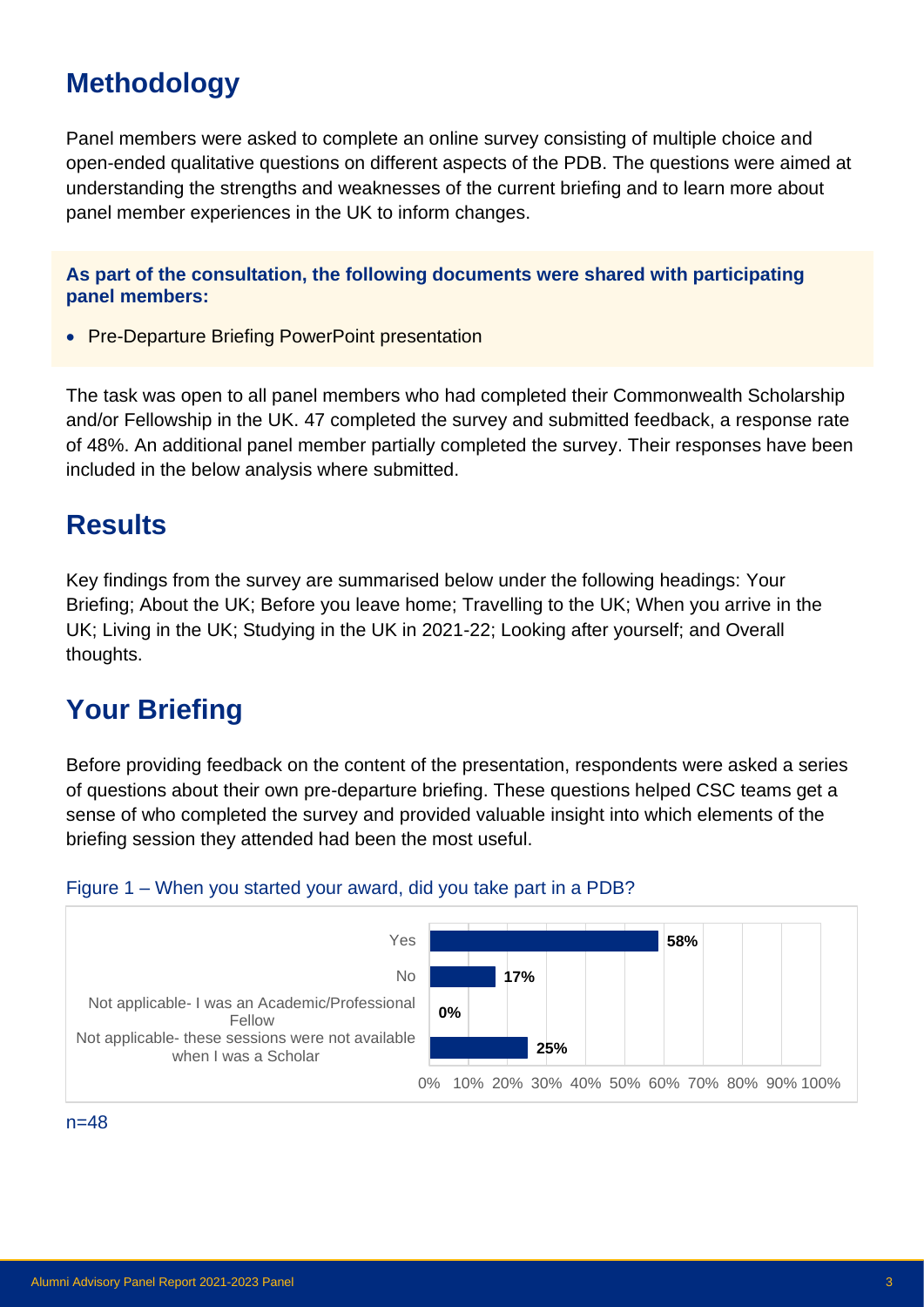## Methodology

Panel members were asked to complete an online survey consisting of multiple choice and open-ended qualitative questions on different aspects of the PDB. The questions were aimed at understanding the strengths and weaknesses of the current briefing and to learn more about panel member experiences in the UK to inform changes.

**As part of the consultation, the following documents were shared with participating panel members:**

- Pre-Departure Briefing PowerPoint presentation

The task was open to all panel members who had completed their Commonwealth Scholarship and/or Fellowship in the UK. 47 completed the survey and submitted feedback, a response rate of 48%. An additional panel member partially completed the survey. Their responses have been included in the below analysis where submitted.

## Results

Key findings from the survey are summarised below under the following headings: Your Briefing; About the UK; Before you leave home; Travelling to the UK; When you arrive in the UK; Living in the UK; Studying in the UK in 2021-22; Looking after yourself; and Overall thoughts.

## Your Briefing

Before providing feedback on the content of the presentation, respondents were asked a series of questions about their own pre-departure briefing. These questions helped CSC teams get a sense of who completed the survey and provided valuable insight into which elements of the briefing session they attended had been the most useful.

Figure 1 – When you started your award, did you take part in a PDB?

| Response | % |
|---|---|
| Yes | 58% |
| No | 17% |
| Not applicable- I was an Academic/Professional Fellow | 0% |
| Not applicable- these sessions were not available when I was a Scholar | 25% |

n=48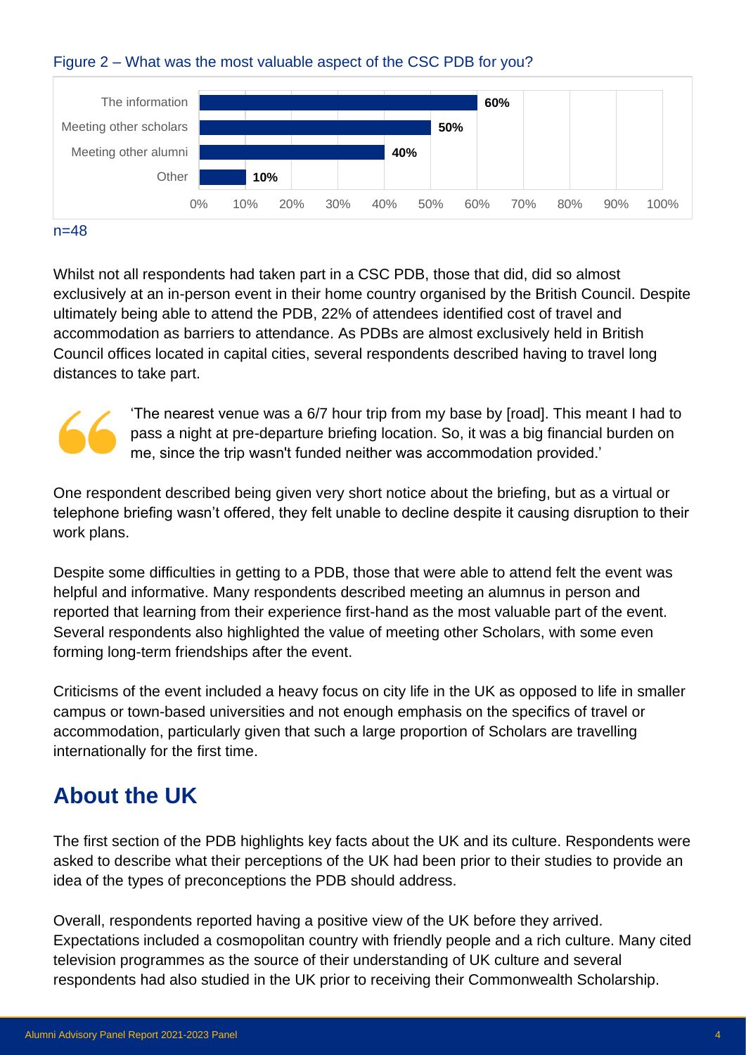Figure 2 – What was the most valuable aspect of the CSC PDB for you?

| Response | Percentage |
| --- | --- |
| The information | 60% |
| Meeting other scholars | 50% |
| Meeting other alumni | 40% |
| Other | 10% |

n=48

Whilst not all respondents had taken part in a CSC PDB, those that did, did so almost exclusively at an in-person event in their home country organised by the British Council. Despite ultimately being able to attend the PDB, 22% of attendees identified cost of travel and accommodation as barriers to attendance. As PDBs are almost exclusively held in British Council offices located in capital cities, several respondents described having to travel long distances to take part.

> 'The nearest venue was a 6/7 hour trip from my base by [road]. This meant I had to pass a night at pre-departure briefing location. So, it was a big financial burden on me, since the trip wasn't funded neither was accommodation provided.'

One respondent described being given very short notice about the briefing, but as a virtual or telephone briefing wasn't offered, they felt unable to decline despite it causing disruption to their work plans.

Despite some difficulties in getting to a PDB, those that were able to attend felt the event was helpful and informative. Many respondents described meeting an alumnus in person and reported that learning from their experience first-hand as the most valuable part of the event. Several respondents also highlighted the value of meeting other Scholars, with some even forming long-term friendships after the event.

Criticisms of the event included a heavy focus on city life in the UK as opposed to life in smaller campus or town-based universities and not enough emphasis on the specifics of travel or accommodation, particularly given that such a large proportion of Scholars are travelling internationally for the first time.

## About the UK

The first section of the PDB highlights key facts about the UK and its culture. Respondents were asked to describe what their perceptions of the UK had been prior to their studies to provide an idea of the types of preconceptions the PDB should address.

Overall, respondents reported having a positive view of the UK before they arrived. Expectations included a cosmopolitan country with friendly people and a rich culture. Many cited television programmes as the source of their understanding of UK culture and several respondents had also studied in the UK prior to receiving their Commonwealth Scholarship.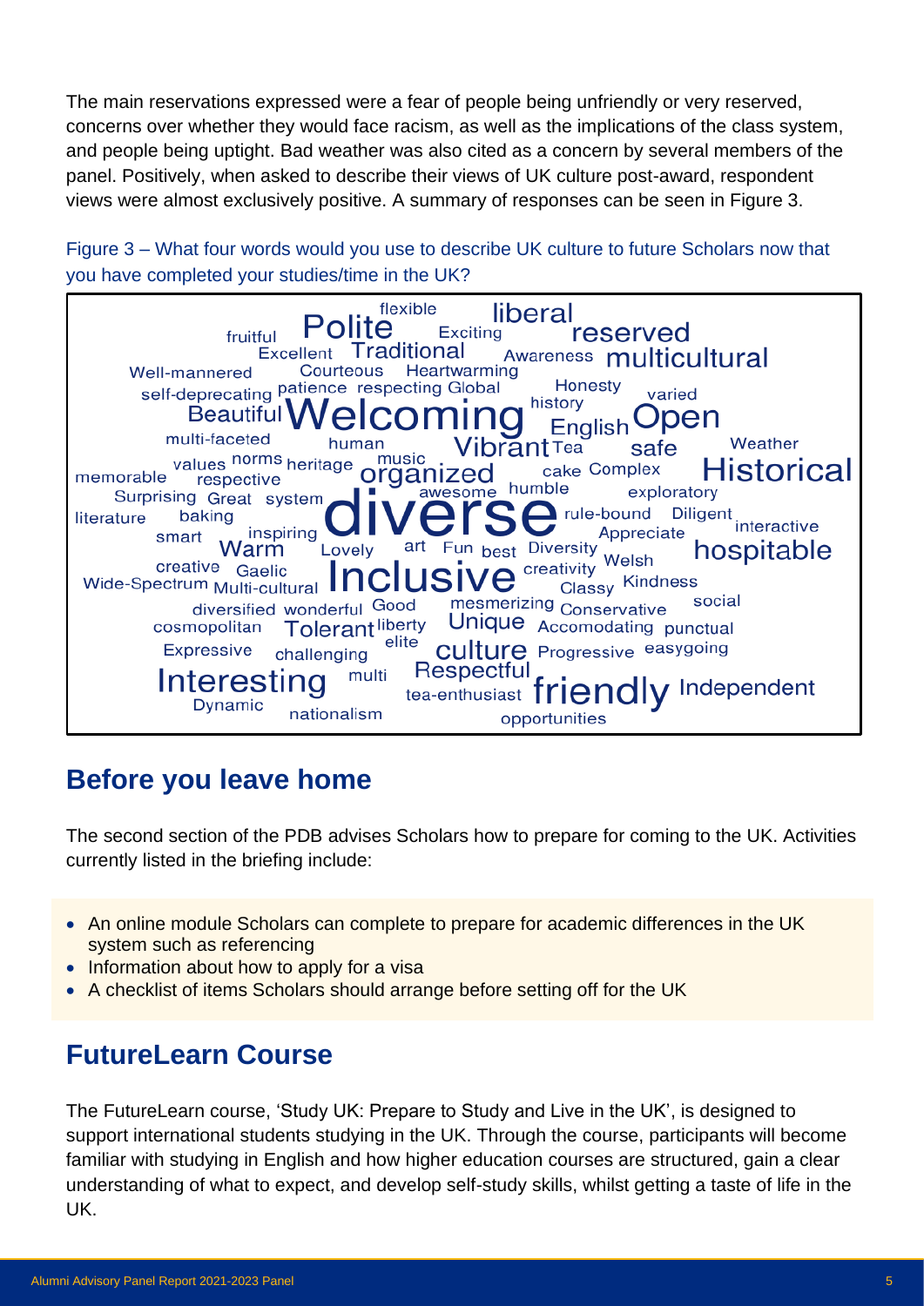The main reservations expressed were a fear of people being unfriendly or very reserved, concerns over whether they would face racism, as well as the implications of the class system, and people being uptight. Bad weather was also cited as a concern by several members of the panel. Positively, when asked to describe their views of UK culture post-award, respondent views were almost exclusively positive. A summary of responses can be seen in Figure 3.

Figure 3 – What four words would you use to describe UK culture to future Scholars now that you have completed your studies/time in the UK?

flexible, liberal, fruitful, Polite, Exciting, reserved, Excellent, Traditional, Awareness, multicultural, Well-mannered, Courteous, Heartwarming, self-deprecating, patience, respecting, Global, Honesty, varied, history, Beautiful, Welcoming, English, Open, multi-faceted, human, Vibrant, Tea, safe, Weather, values, norms, heritage, music, cake, Complex, Historical, memorable, respective, organized, awesome, humble, exploratory, Surprising, Great, system, literature, baking, diverse, rule-bound, Diligent, interactive, smart, inspiring, Appreciate, Warm, Lovely, art, Fun, best, Diversity, Welsh, hospitable, creative, Gaelic, creativity, Wide-Spectrum, Multi-cultural, Inclusive, Classy, Kindness, diversified, wonderful, Good, mesmerizing, Conservative, social, cosmopolitan, Tolerant, liberty, Unique, Accomodating, punctual, elite, Expressive, challenging, culture, Progressive, easygoing, Interesting, multi, Respectful, tea-enthusiast, friendly, Independent, Dynamic, nationalism, opportunities

## Before you leave home

The second section of the PDB advises Scholars how to prepare for coming to the UK. Activities currently listed in the briefing include:

- An online module Scholars can complete to prepare for academic differences in the UK system such as referencing
- Information about how to apply for a visa
- A checklist of items Scholars should arrange before setting off for the UK

## FutureLearn Course

The FutureLearn course, 'Study UK: Prepare to Study and Live in the UK', is designed to support international students studying in the UK. Through the course, participants will become familiar with studying in English and how higher education courses are structured, gain a clear understanding of what to expect, and develop self-study skills, whilst getting a taste of life in the UK.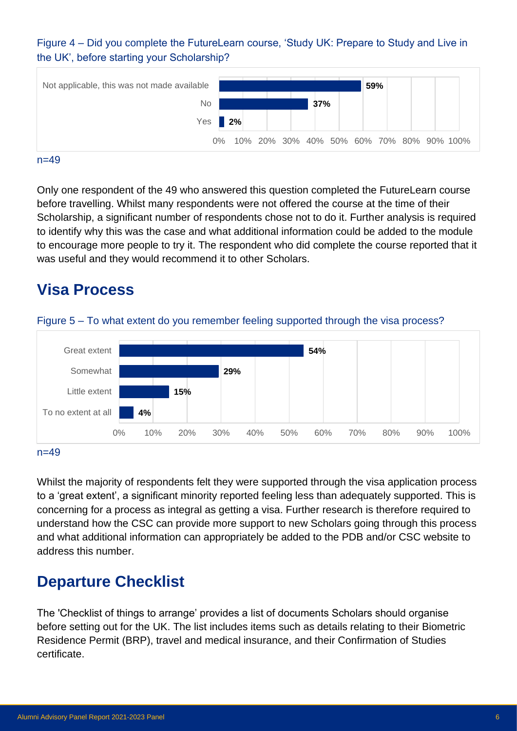Figure 4 – Did you complete the FutureLearn course, 'Study UK: Prepare to Study and Live in the UK', before starting your Scholarship?

| Response | % |
| --- | --- |
| Not applicable, this was not made available | 59% |
| No | 37% |
| Yes | 2% |

n=49

Only one respondent of the 49 who answered this question completed the FutureLearn course before travelling. Whilst many respondents were not offered the course at the time of their Scholarship, a significant number of respondents chose not to do it. Further analysis is required to identify why this was the case and what additional information could be added to the module to encourage more people to try it. The respondent who did complete the course reported that it was useful and they would recommend it to other Scholars.

## Visa Process

Figure 5 – To what extent do you remember feeling supported through the visa process?

| Response | % |
| --- | --- |
| Great extent | 54% |
| Somewhat | 29% |
| Little extent | 15% |
| To no extent at all | 4% |

n=49

Whilst the majority of respondents felt they were supported through the visa application process to a 'great extent', a significant minority reported feeling less than adequately supported. This is concerning for a process as integral as getting a visa. Further research is therefore required to understand how the CSC can provide more support to new Scholars going through this process and what additional information can appropriately be added to the PDB and/or CSC website to address this number.

## Departure Checklist

The 'Checklist of things to arrange' provides a list of documents Scholars should organise before setting out for the UK. The list includes items such as details relating to their Biometric Residence Permit (BRP), travel and medical insurance, and their Confirmation of Studies certificate.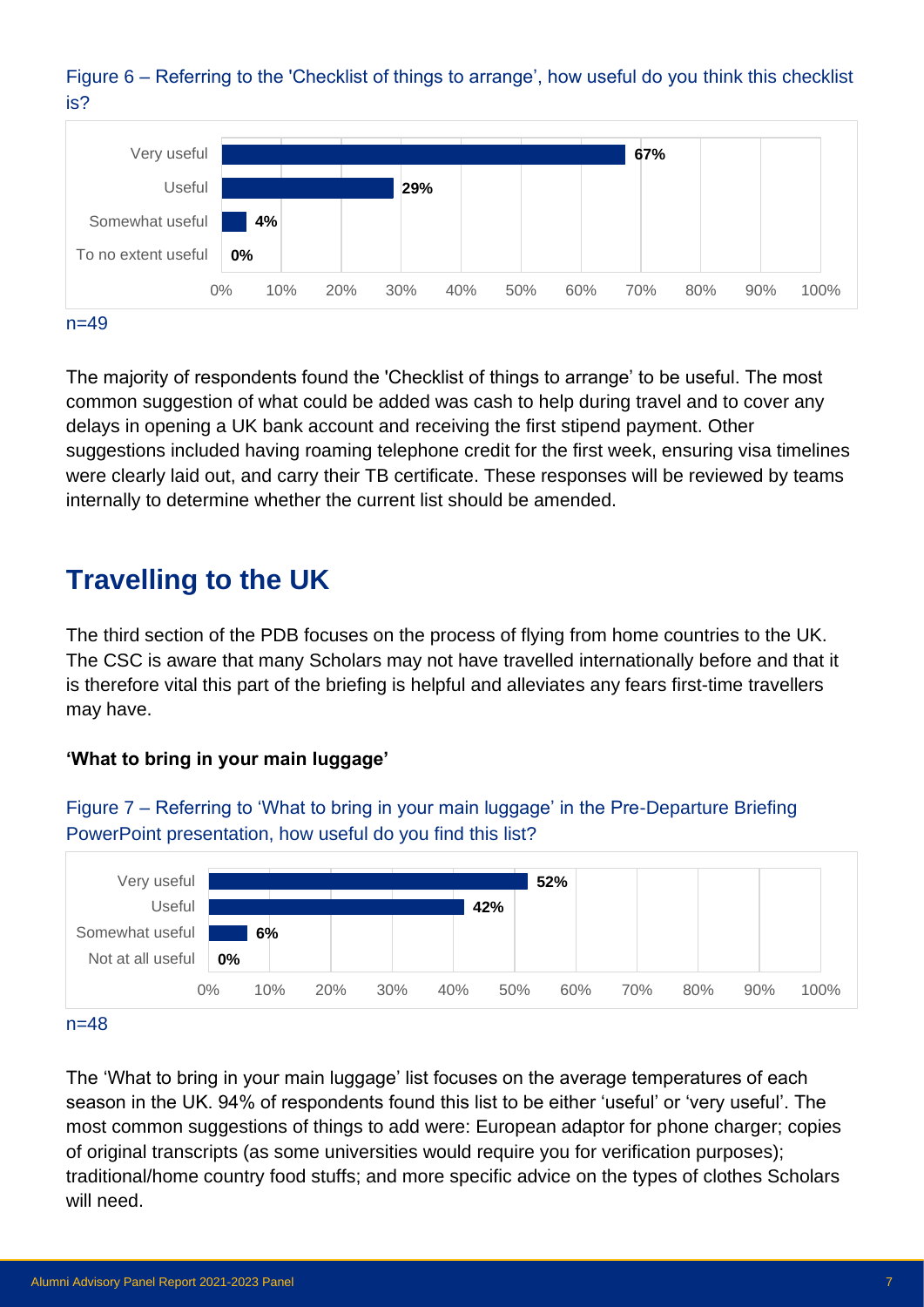Figure 6 – Referring to the 'Checklist of things to arrange', how useful do you think this checklist is?

| Response | Percentage |
|---|---|
| Very useful | 67% |
| Useful | 29% |
| Somewhat useful | 4% |
| To no extent useful | 0% |

n=49

The majority of respondents found the 'Checklist of things to arrange' to be useful. The most common suggestion of what could be added was cash to help during travel and to cover any delays in opening a UK bank account and receiving the first stipend payment. Other suggestions included having roaming telephone credit for the first week, ensuring visa timelines were clearly laid out, and carry their TB certificate. These responses will be reviewed by teams internally to determine whether the current list should be amended.

# Travelling to the UK

The third section of the PDB focuses on the process of flying from home countries to the UK. The CSC is aware that many Scholars may not have travelled internationally before and that it is therefore vital this part of the briefing is helpful and alleviates any fears first-time travellers may have.

**'What to bring in your main luggage'**

Figure 7 – Referring to 'What to bring in your main luggage' in the Pre-Departure Briefing PowerPoint presentation, how useful do you find this list?

| Response | Percentage |
|---|---|
| Very useful | 52% |
| Useful | 42% |
| Somewhat useful | 6% |
| Not at all useful | 0% |

n=48

The 'What to bring in your main luggage' list focuses on the average temperatures of each season in the UK. 94% of respondents found this list to be either 'useful' or 'very useful'. The most common suggestions of things to add were: European adaptor for phone charger; copies of original transcripts (as some universities would require you for verification purposes); traditional/home country food stuffs; and more specific advice on the types of clothes Scholars will need.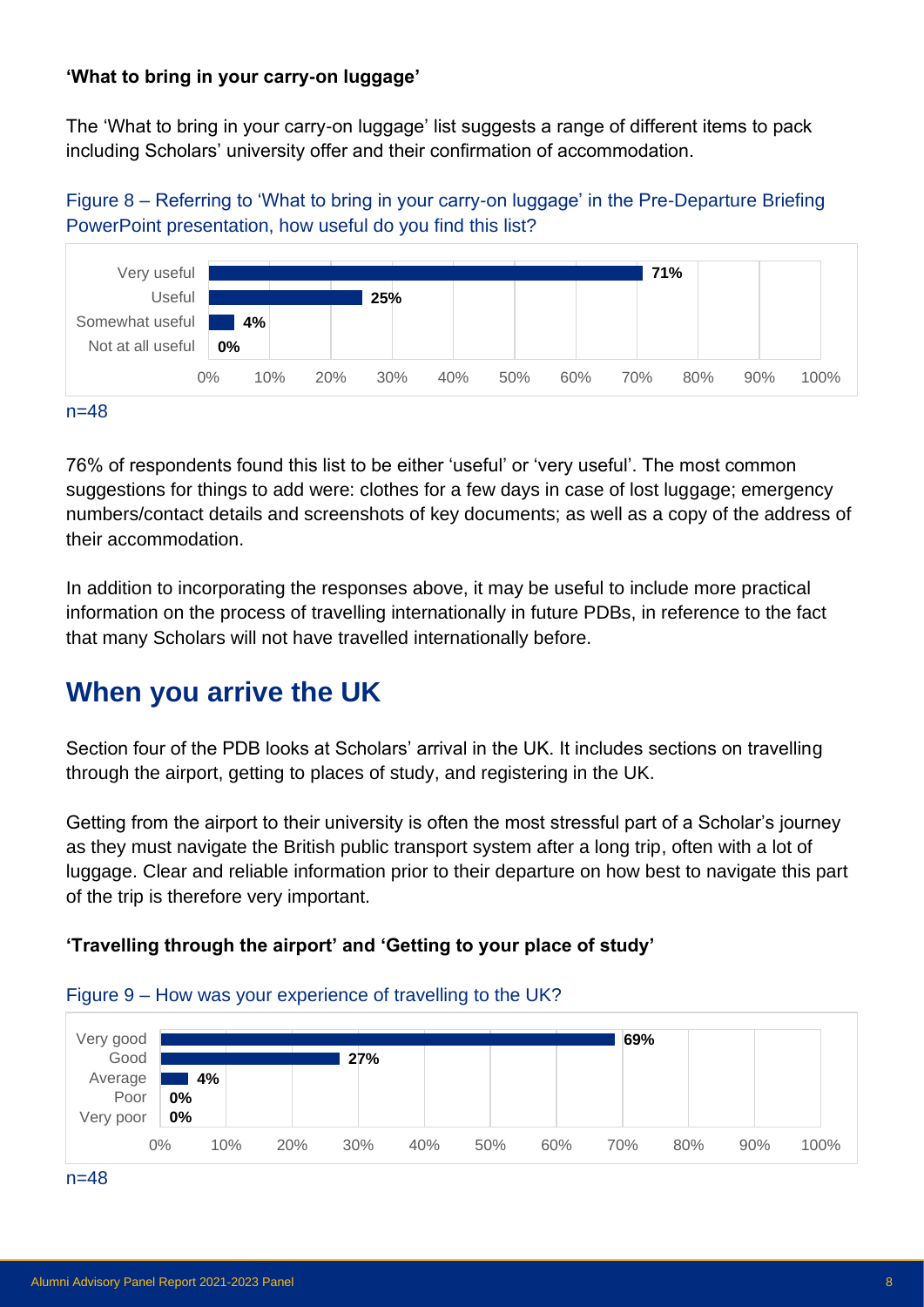**'What to bring in your carry-on luggage'**

The 'What to bring in your carry-on luggage' list suggests a range of different items to pack including Scholars' university offer and their confirmation of accommodation.

Figure 8 – Referring to 'What to bring in your carry-on luggage' in the Pre-Departure Briefing PowerPoint presentation, how useful do you find this list?

| Response | % |
| --- | --- |
| Very useful | 71% |
| Useful | 25% |
| Somewhat useful | 4% |
| Not at all useful | 0% |

n=48

76% of respondents found this list to be either 'useful' or 'very useful'. The most common suggestions for things to add were: clothes for a few days in case of lost luggage; emergency numbers/contact details and screenshots of key documents; as well as a copy of the address of their accommodation.

In addition to incorporating the responses above, it may be useful to include more practical information on the process of travelling internationally in future PDBs, in reference to the fact that many Scholars will not have travelled internationally before.

## When you arrive the UK

Section four of the PDB looks at Scholars' arrival in the UK. It includes sections on travelling through the airport, getting to places of study, and registering in the UK.

Getting from the airport to their university is often the most stressful part of a Scholar's journey as they must navigate the British public transport system after a long trip, often with a lot of luggage. Clear and reliable information prior to their departure on how best to navigate this part of the trip is therefore very important.

**'Travelling through the airport' and 'Getting to your place of study'**

Figure 9 – How was your experience of travelling to the UK?

| Response | % |
| --- | --- |
| Very good | 69% |
| Good | 27% |
| Average | 4% |
| Poor | 0% |
| Very poor | 0% |

n=48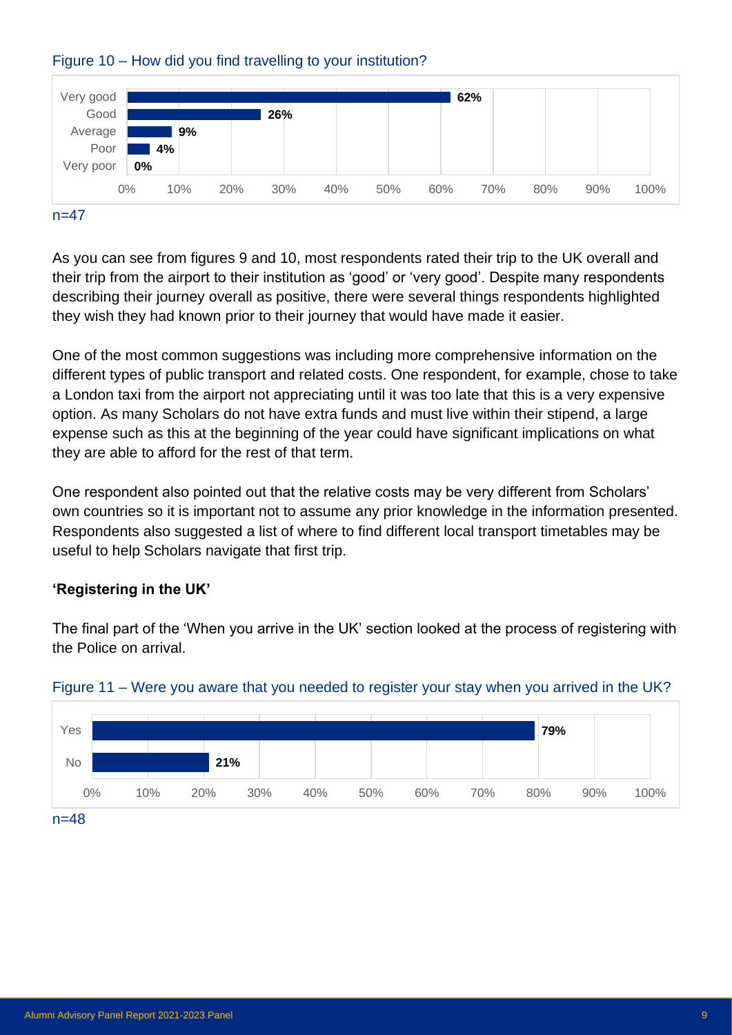Figure 10 – How did you find travelling to your institution?

| Response | Percentage |
|---|---|
| Very good | 62% |
| Good | 26% |
| Average | 9% |
| Poor | 4% |
| Very poor | 0% |

n=47

As you can see from figures 9 and 10, most respondents rated their trip to the UK overall and their trip from the airport to their institution as 'good' or 'very good'. Despite many respondents describing their journey overall as positive, there were several things respondents highlighted they wish they had known prior to their journey that would have made it easier.

One of the most common suggestions was including more comprehensive information on the different types of public transport and related costs. One respondent, for example, chose to take a London taxi from the airport not appreciating until it was too late that this is a very expensive option. As many Scholars do not have extra funds and must live within their stipend, a large expense such as this at the beginning of the year could have significant implications on what they are able to afford for the rest of that term.

One respondent also pointed out that the relative costs may be very different from Scholars' own countries so it is important not to assume any prior knowledge in the information presented. Respondents also suggested a list of where to find different local transport timetables may be useful to help Scholars navigate that first trip.

**'Registering in the UK'**

The final part of the 'When you arrive in the UK' section looked at the process of registering with the Police on arrival.

Figure 11 – Were you aware that you needed to register your stay when you arrived in the UK?

| Response | Percentage |
|---|---|
| Yes | 79% |
| No | 21% |

n=48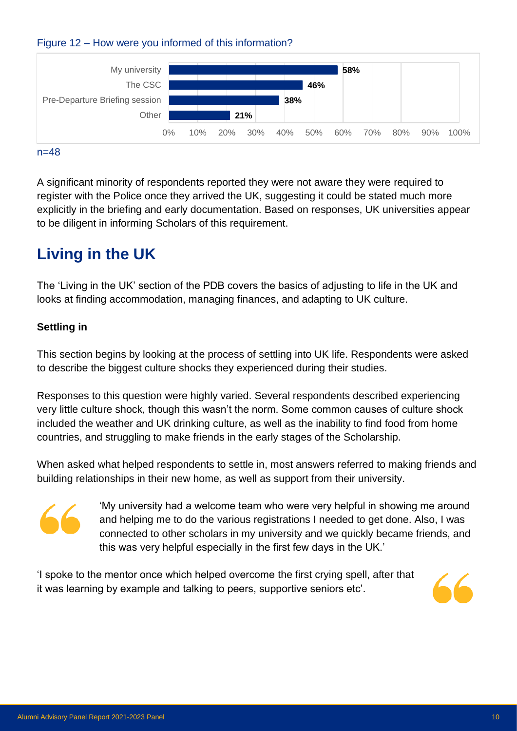Figure 12 – How were you informed of this information?

| Source | % |
|---|---|
| My university | 58% |
| The CSC | 46% |
| Pre-Departure Briefing session | 38% |
| Other | 21% |

n=48

A significant minority of respondents reported they were not aware they were required to register with the Police once they arrived the UK, suggesting it could be stated much more explicitly in the briefing and early documentation. Based on responses, UK universities appear to be diligent in informing Scholars of this requirement.

## Living in the UK

The 'Living in the UK' section of the PDB covers the basics of adjusting to life in the UK and looks at finding accommodation, managing finances, and adapting to UK culture.

**Settling in**

This section begins by looking at the process of settling into UK life. Respondents were asked to describe the biggest culture shocks they experienced during their studies.

Responses to this question were highly varied. Several respondents described experiencing very little culture shock, though this wasn't the norm. Some common causes of culture shock included the weather and UK drinking culture, as well as the inability to find food from home countries, and struggling to make friends in the early stages of the Scholarship.

When asked what helped respondents to settle in, most answers referred to making friends and building relationships in their new home, as well as support from their university.

> 'My university had a welcome team who were very helpful in showing me around and helping me to do the various registrations I needed to get done. Also, I was connected to other scholars in my university and we quickly became friends, and this was very helpful especially in the first few days in the UK.'

> 'I spoke to the mentor once which helped overcome the first crying spell, after that it was learning by example and talking to peers, supportive seniors etc'.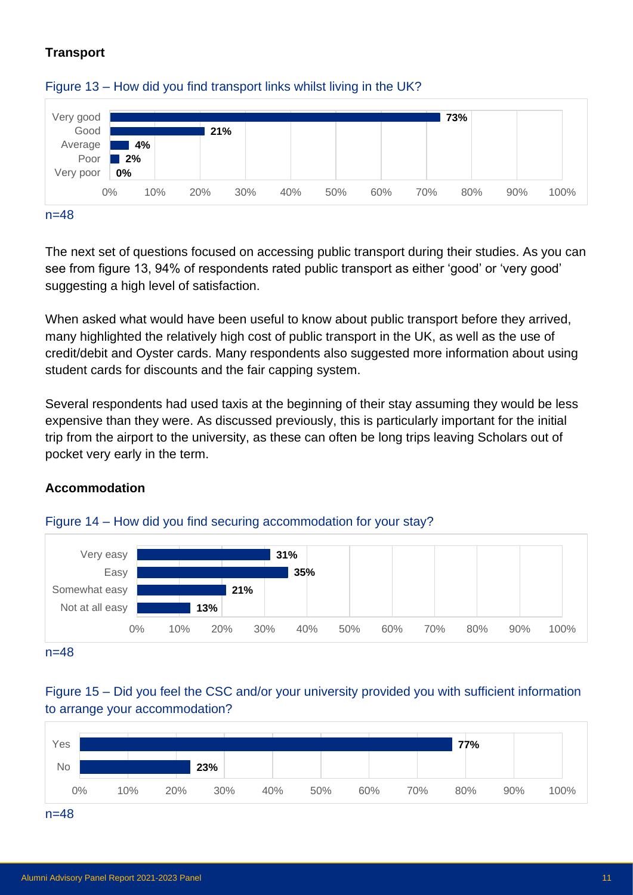### Transport

Figure 13 – How did you find transport links whilst living in the UK?

| Response | Percentage |
|---|---|
| Very good | 73% |
| Good | 21% |
| Average | 4% |
| Poor | 2% |
| Very poor | 0% |

n=48

The next set of questions focused on accessing public transport during their studies. As you can see from figure 13, 94% of respondents rated public transport as either 'good' or 'very good' suggesting a high level of satisfaction.

When asked what would have been useful to know about public transport before they arrived, many highlighted the relatively high cost of public transport in the UK, as well as the use of credit/debit and Oyster cards. Many respondents also suggested more information about using student cards for discounts and the fair capping system.

Several respondents had used taxis at the beginning of their stay assuming they would be less expensive than they were. As discussed previously, this is particularly important for the initial trip from the airport to the university, as these can often be long trips leaving Scholars out of pocket very early in the term.

### Accommodation

Figure 14 – How did you find securing accommodation for your stay?

| Response | Percentage |
|---|---|
| Very easy | 31% |
| Easy | 35% |
| Somewhat easy | 21% |
| Not at all easy | 13% |

n=48

Figure 15 – Did you feel the CSC and/or your university provided you with sufficient information to arrange your accommodation?

| Response | Percentage |
|---|---|
| Yes | 77% |
| No | 23% |

n=48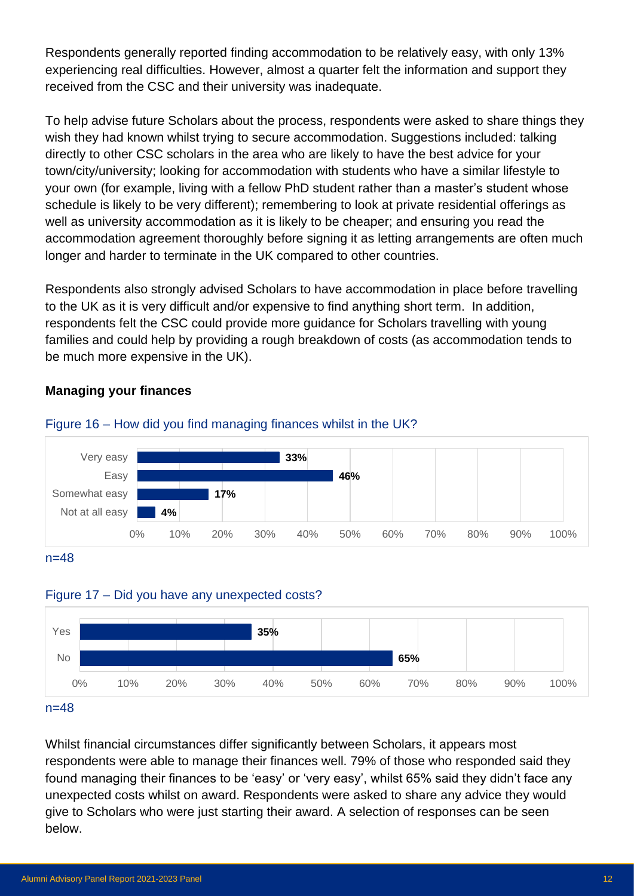Respondents generally reported finding accommodation to be relatively easy, with only 13% experiencing real difficulties. However, almost a quarter felt the information and support they received from the CSC and their university was inadequate.

To help advise future Scholars about the process, respondents were asked to share things they wish they had known whilst trying to secure accommodation. Suggestions included: talking directly to other CSC scholars in the area who are likely to have the best advice for your town/city/university; looking for accommodation with students who have a similar lifestyle to your own (for example, living with a fellow PhD student rather than a master's student whose schedule is likely to be very different); remembering to look at private residential offerings as well as university accommodation as it is likely to be cheaper; and ensuring you read the accommodation agreement thoroughly before signing it as letting arrangements are often much longer and harder to terminate in the UK compared to other countries.

Respondents also strongly advised Scholars to have accommodation in place before travelling to the UK as it is very difficult and/or expensive to find anything short term. In addition, respondents felt the CSC could provide more guidance for Scholars travelling with young families and could help by providing a rough breakdown of costs (as accommodation tends to be much more expensive in the UK).

### Managing your finances

Figure 16 – How did you find managing finances whilst in the UK?

| Response | % |
|---|---|
| Very easy | 33% |
| Easy | 46% |
| Somewhat easy | 17% |
| Not at all easy | 4% |

n=48

Figure 17 – Did you have any unexpected costs?

| Response | % |
|---|---|
| Yes | 35% |
| No | 65% |

n=48

Whilst financial circumstances differ significantly between Scholars, it appears most respondents were able to manage their finances well. 79% of those who responded said they found managing their finances to be 'easy' or 'very easy', whilst 65% said they didn't face any unexpected costs whilst on award. Respondents were asked to share any advice they would give to Scholars who were just starting their award. A selection of responses can be seen below.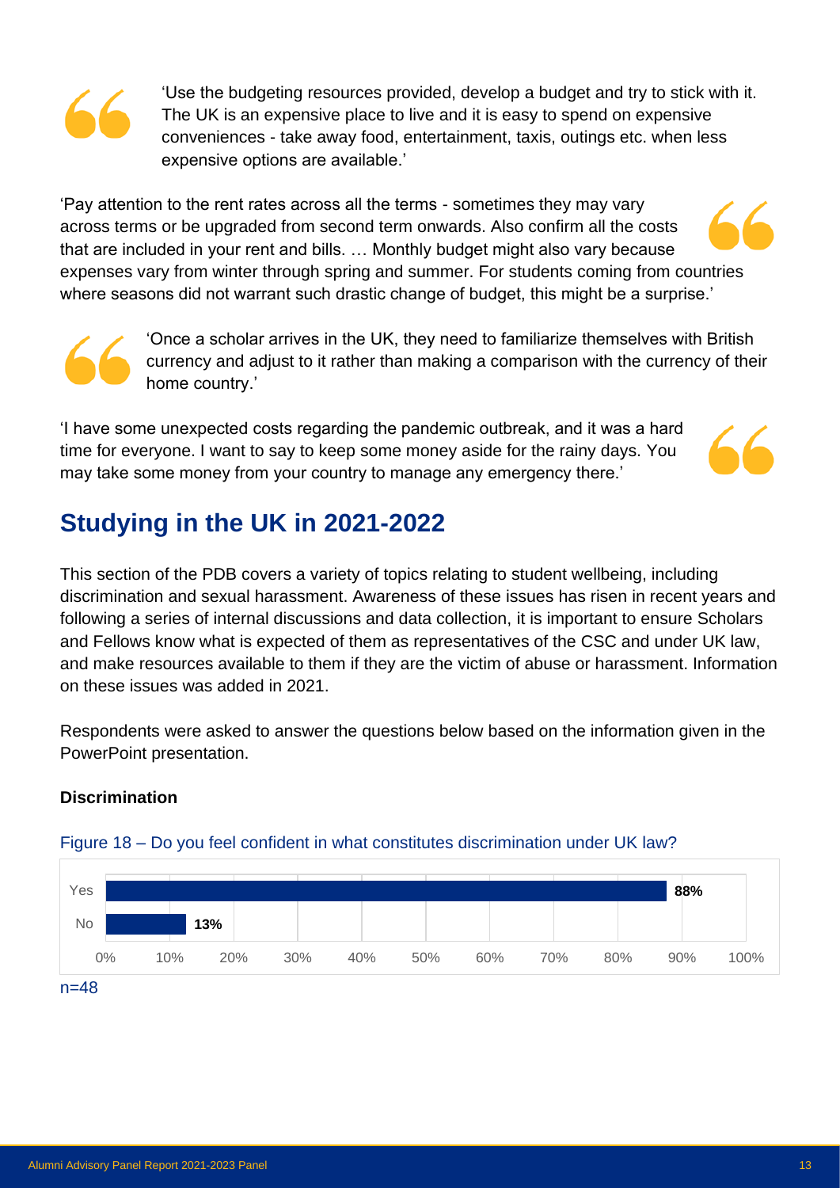‘Use the budgeting resources provided, develop a budget and try to stick with it. The UK is an expensive place to live and it is easy to spend on expensive conveniences - take away food, entertainment, taxis, outings etc. when less expensive options are available.’

‘Pay attention to the rent rates across all the terms - sometimes they may vary across terms or be upgraded from second term onwards. Also confirm all the costs that are included in your rent and bills. … Monthly budget might also vary because expenses vary from winter through spring and summer. For students coming from countries where seasons did not warrant such drastic change of budget, this might be a surprise.’

‘Once a scholar arrives in the UK, they need to familiarize themselves with British currency and adjust to it rather than making a comparison with the currency of their home country.’

‘I have some unexpected costs regarding the pandemic outbreak, and it was a hard time for everyone. I want to say to keep some money aside for the rainy days. You may take some money from your country to manage any emergency there.’

## Studying in the UK in 2021-2022

This section of the PDB covers a variety of topics relating to student wellbeing, including discrimination and sexual harassment. Awareness of these issues has risen in recent years and following a series of internal discussions and data collection, it is important to ensure Scholars and Fellows know what is expected of them as representatives of the CSC and under UK law, and make resources available to them if they are the victim of abuse or harassment. Information on these issues was added in 2021.

Respondents were asked to answer the questions below based on the information given in the PowerPoint presentation.

**Discrimination**

Figure 18 – Do you feel confident in what constitutes discrimination under UK law?

| Response | Percentage |
|---|---|
| Yes | 88% |
| No | 13% |

n=48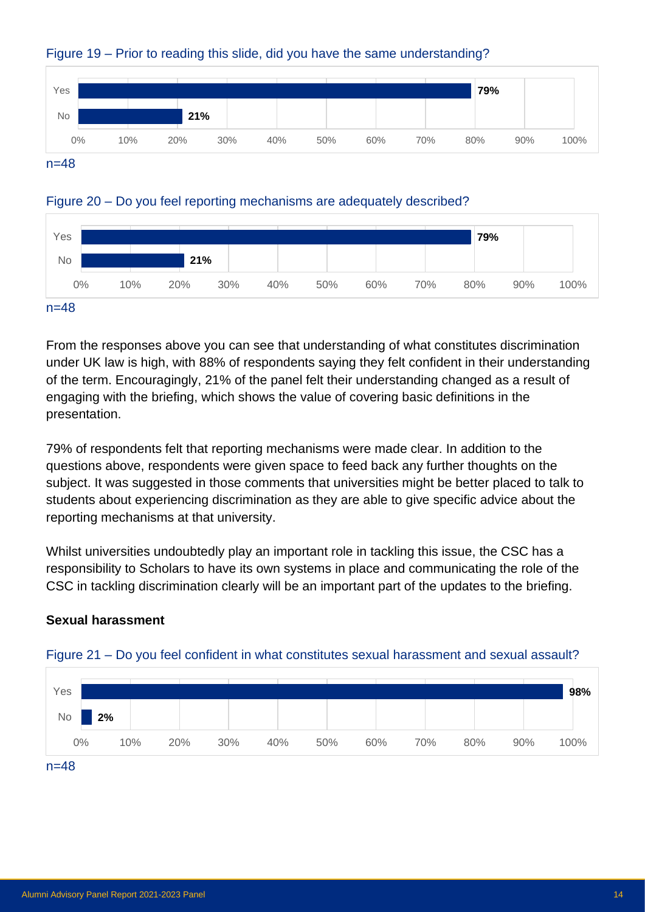Figure 19 – Prior to reading this slide, did you have the same understanding?

| Response | Percentage |
| --- | --- |
| Yes | 79% |
| No | 21% |

n=48

Figure 20 – Do you feel reporting mechanisms are adequately described?

| Response | Percentage |
| --- | --- |
| Yes | 79% |
| No | 21% |

n=48

From the responses above you can see that understanding of what constitutes discrimination under UK law is high, with 88% of respondents saying they felt confident in their understanding of the term. Encouragingly, 21% of the panel felt their understanding changed as a result of engaging with the briefing, which shows the value of covering basic definitions in the presentation.

79% of respondents felt that reporting mechanisms were made clear. In addition to the questions above, respondents were given space to feed back any further thoughts on the subject. It was suggested in those comments that universities might be better placed to talk to students about experiencing discrimination as they are able to give specific advice about the reporting mechanisms at that university.

Whilst universities undoubtedly play an important role in tackling this issue, the CSC has a responsibility to Scholars to have its own systems in place and communicating the role of the CSC in tackling discrimination clearly will be an important part of the updates to the briefing.

**Sexual harassment**

Figure 21 – Do you feel confident in what constitutes sexual harassment and sexual assault?

| Response | Percentage |
| --- | --- |
| Yes | 98% |
| No | 2% |

n=48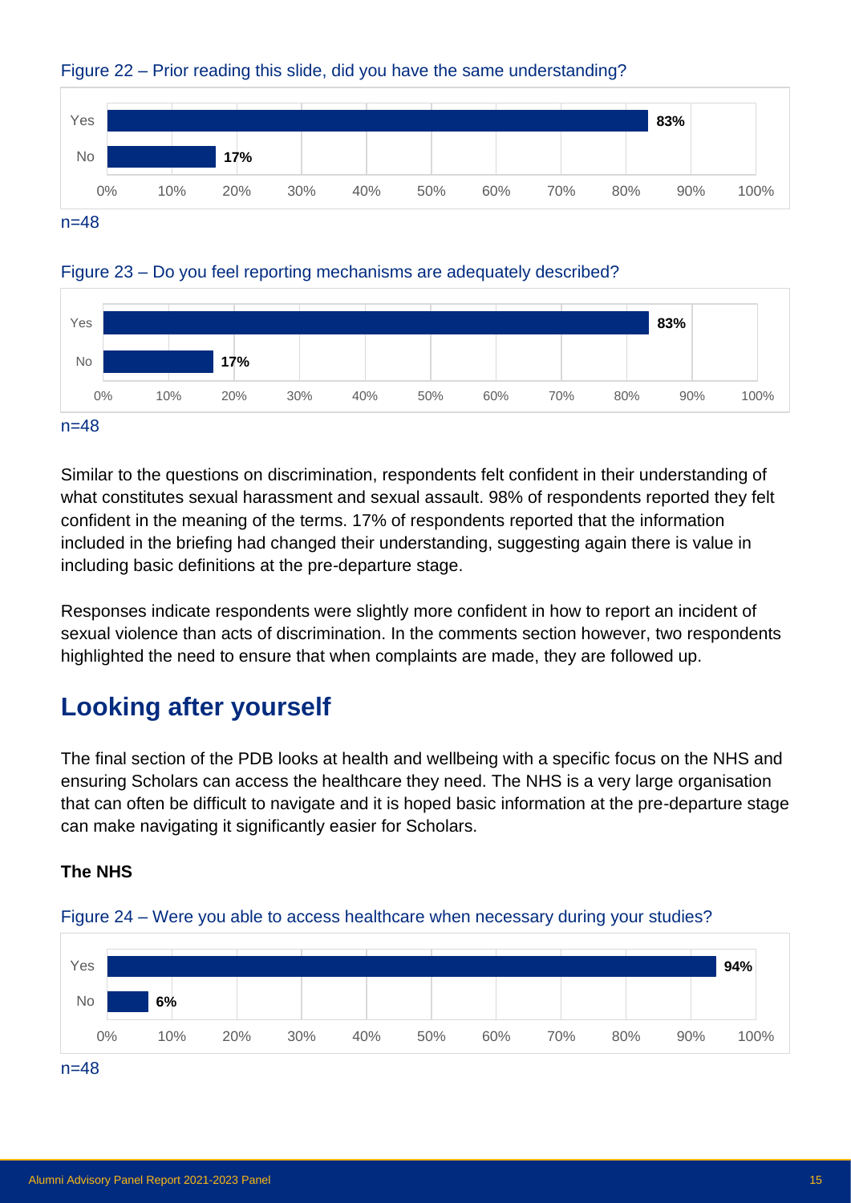Figure 22 – Prior reading this slide, did you have the same understanding?

| | % |
|---|---|
| Yes | **83%** |
| No | **17%** |

n=48

Figure 23 – Do you feel reporting mechanisms are adequately described?

| | % |
|---|---|
| Yes | **83%** |
| No | **17%** |

n=48

Similar to the questions on discrimination, respondents felt confident in their understanding of what constitutes sexual harassment and sexual assault. 98% of respondents reported they felt confident in the meaning of the terms. 17% of respondents reported that the information included in the briefing had changed their understanding, suggesting again there is value in including basic definitions at the pre-departure stage.

Responses indicate respondents were slightly more confident in how to report an incident of sexual violence than acts of discrimination. In the comments section however, two respondents highlighted the need to ensure that when complaints are made, they are followed up.

## Looking after yourself

The final section of the PDB looks at health and wellbeing with a specific focus on the NHS and ensuring Scholars can access the healthcare they need. The NHS is a very large organisation that can often be difficult to navigate and it is hoped basic information at the pre-departure stage can make navigating it significantly easier for Scholars.

**The NHS**

Figure 24 – Were you able to access healthcare when necessary during your studies?

| | % |
|---|---|
| Yes | **94%** |
| No | **6%** |

n=48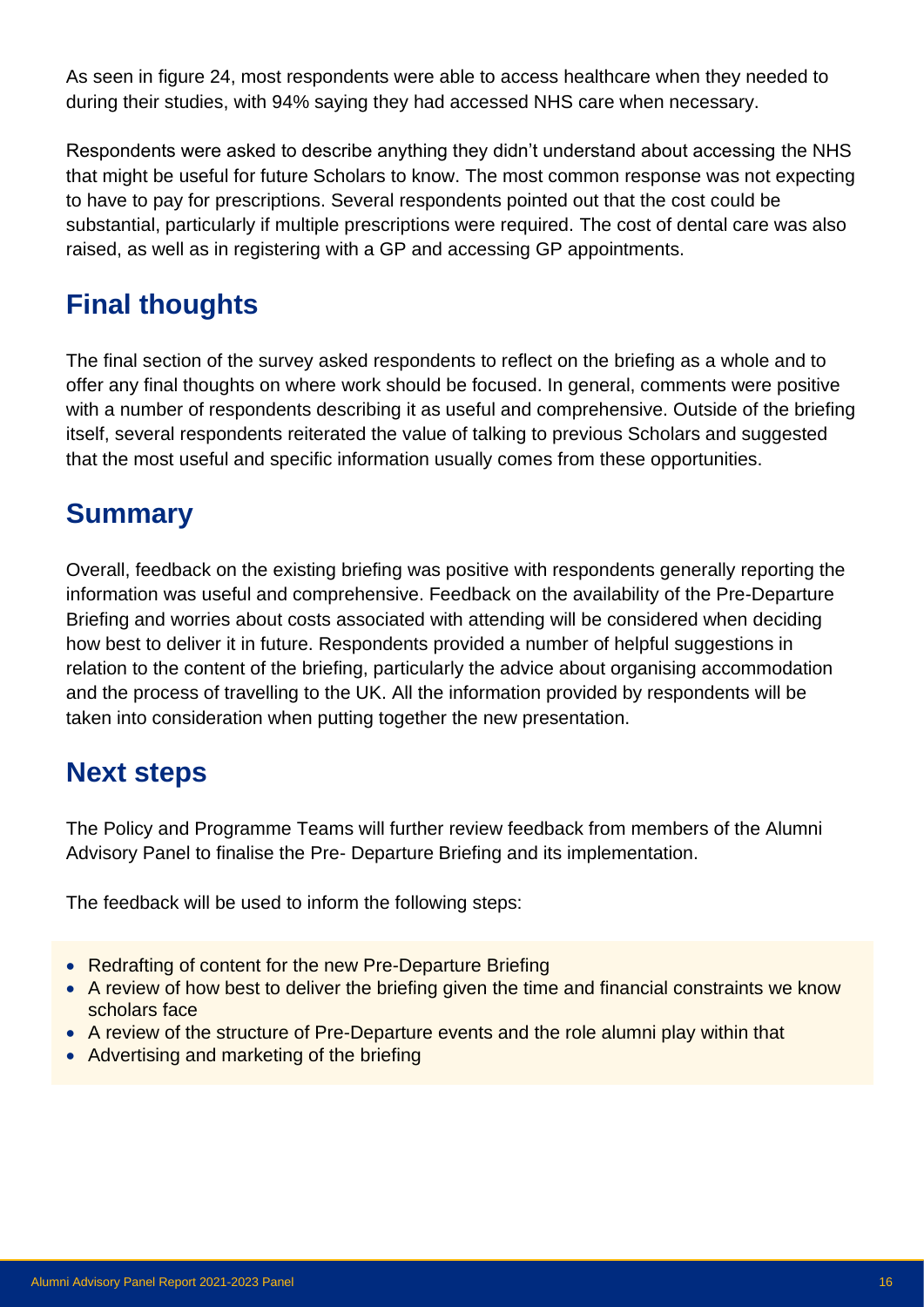As seen in figure 24, most respondents were able to access healthcare when they needed to during their studies, with 94% saying they had accessed NHS care when necessary.

Respondents were asked to describe anything they didn't understand about accessing the NHS that might be useful for future Scholars to know. The most common response was not expecting to have to pay for prescriptions. Several respondents pointed out that the cost could be substantial, particularly if multiple prescriptions were required. The cost of dental care was also raised, as well as in registering with a GP and accessing GP appointments.

## Final thoughts

The final section of the survey asked respondents to reflect on the briefing as a whole and to offer any final thoughts on where work should be focused. In general, comments were positive with a number of respondents describing it as useful and comprehensive. Outside of the briefing itself, several respondents reiterated the value of talking to previous Scholars and suggested that the most useful and specific information usually comes from these opportunities.

## Summary

Overall, feedback on the existing briefing was positive with respondents generally reporting the information was useful and comprehensive. Feedback on the availability of the Pre-Departure Briefing and worries about costs associated with attending will be considered when deciding how best to deliver it in future. Respondents provided a number of helpful suggestions in relation to the content of the briefing, particularly the advice about organising accommodation and the process of travelling to the UK. All the information provided by respondents will be taken into consideration when putting together the new presentation.

## Next steps

The Policy and Programme Teams will further review feedback from members of the Alumni Advisory Panel to finalise the Pre- Departure Briefing and its implementation.

The feedback will be used to inform the following steps:

- Redrafting of content for the new Pre-Departure Briefing
- A review of how best to deliver the briefing given the time and financial constraints we know scholars face
- A review of the structure of Pre-Departure events and the role alumni play within that
- Advertising and marketing of the briefing